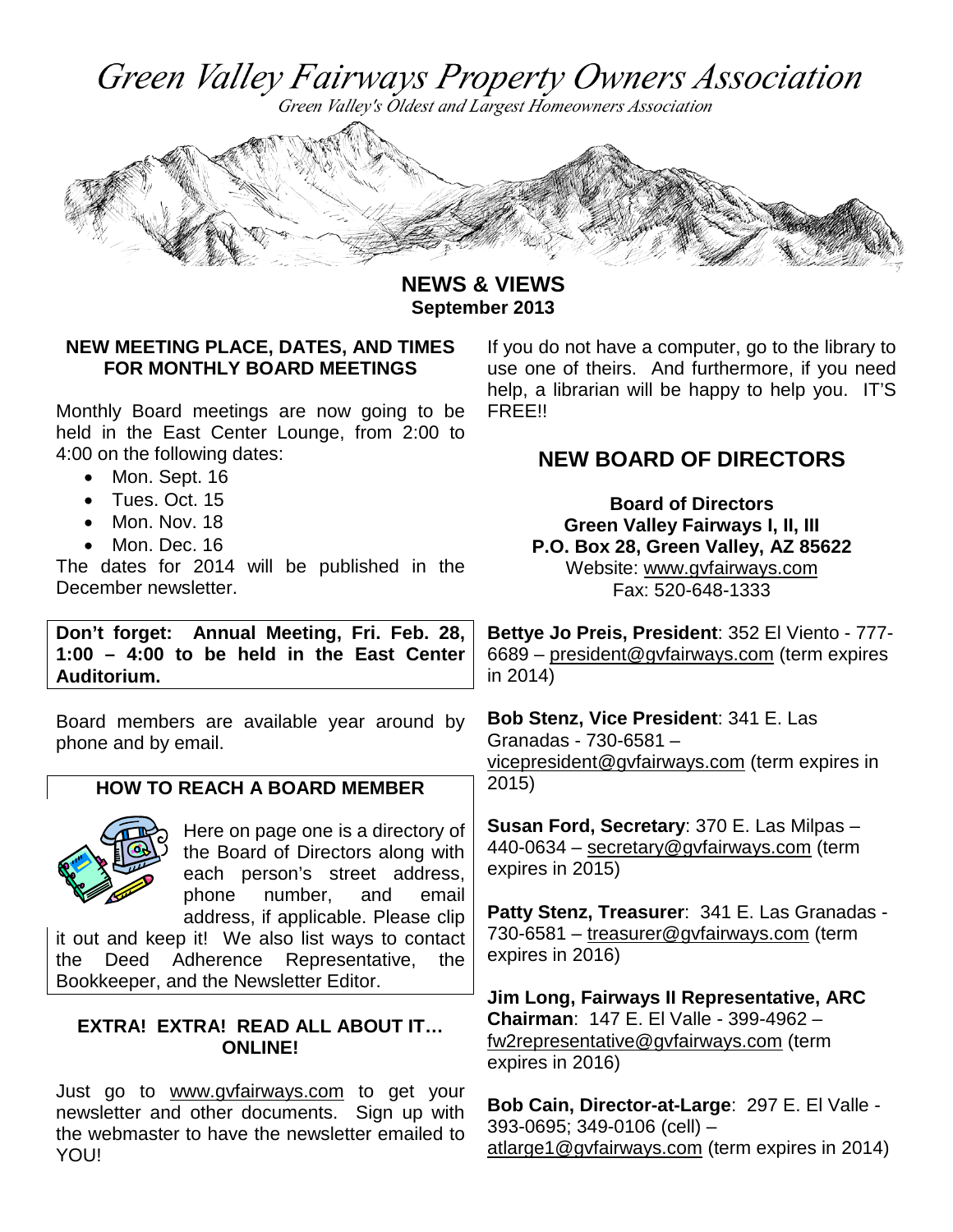# Green Valley Fairways Property Owners Association

*Green Valley's Oldest and Largest Homeowners Association*

## NEWS & VIEWS

**September 2013**

### NEW MEETING PLACE, DATES, AND TIMES FOR MONTHLY BOARD MEETINGS

Monthly Board meetings are now going to be held in the East Center Lounge, from 2:00 to 4:00 on the following dates:

- Mon. Sept. 16
- Tues. Oct. 15
- Mon. Nov. 18
- Mon. Dec. 16

The dates for 2014 will be published in the December newsletter.

**Don't forget: Annual Meeting, Fri. Feb. 28, 1:00 – 4:00 to be held in the East Center Auditorium.**

Board members are available year around by phone and by email.

### HOW TO REACH A BOARD MEMBER

Here on page one is a directory of the Board of Directors along with each person's street address, phone number, and email address, if applicable. Please clip it out and keep it! We also list ways to contact the Deed Adherence Representative, the Bookkeeper, and the Newsletter Editor.

### EXTRA! EXTRA! READ ALL ABOUT IT… ONLINE!

Just go to www.gvfairways.com to get your newsletter and other documents. Sign up with the webmaster to have the newsletter emailed to YOU!

If you do not have a computer, go to the library to use one of theirs. And furthermore, if you need help, a librarian will be happy to help you. IT'S FREE!!

## NEW BOARD OF DIRECTORS

**Board of Directors**
**Green Valley Fairways I, II, III**
**P.O. Box 28, Green Valley, AZ 85622**
Website: www.gvfairways.com
Fax: 520-648-1333

**Bettye Jo Preis, President**: 352 El Viento - 777-6689 – president@gvfairways.com (term expires in 2014)

**Bob Stenz, Vice President**: 341 E. Las Granadas - 730-6581 – vicepresident@gvfairways.com (term expires in 2015)

**Susan Ford, Secretary**: 370 E. Las Milpas – 440-0634 – secretary@gvfairways.com (term expires in 2015)

**Patty Stenz, Treasurer**: 341 E. Las Granadas - 730-6581 – treasurer@gvfairways.com (term expires in 2016)

**Jim Long, Fairways II Representative, ARC Chairman**: 147 E. El Valle - 399-4962 – fw2representative@gvfairways.com (term expires in 2016)

**Bob Cain, Director-at-Large**: 297 E. El Valle - 393-0695; 349-0106 (cell) – atlarge1@gvfairways.com (term expires in 2014)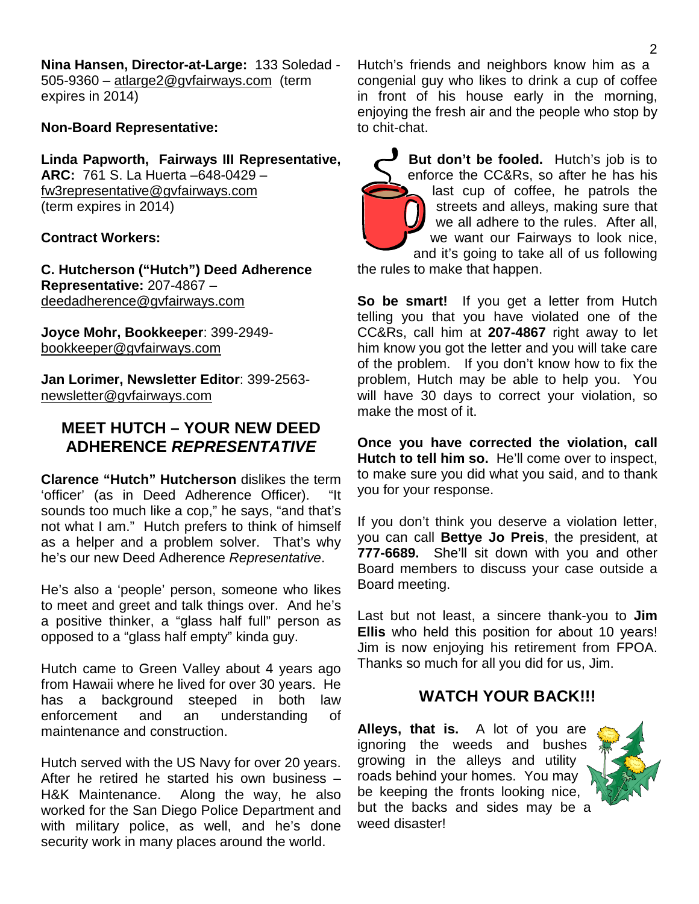**Nina Hansen, Director-at-Large:** 133 Soledad - 505-9360 – atlarge2@gvfairways.com (term expires in 2014)

**Non-Board Representative:**

**Linda Papworth, Fairways III Representative, ARC:** 761 S. La Huerta –648-0429 – fw3representative@gvfairways.com (term expires in 2014)

**Contract Workers:**

**C. Hutcherson ("Hutch") Deed Adherence Representative:** 207-4867 – deedadherence@gvfairways.com

**Joyce Mohr, Bookkeeper**: 399-2949- bookkeeper@gvfairways.com

**Jan Lorimer, Newsletter Editor**: 399-2563- newsletter@gvfairways.com

## MEET HUTCH – YOUR NEW DEED ADHERENCE *REPRESENTATIVE*

**Clarence "Hutch" Hutcherson** dislikes the term 'officer' (as in Deed Adherence Officer). "It sounds too much like a cop," he says, "and that's not what I am." Hutch prefers to think of himself as a helper and a problem solver. That's why he's our new Deed Adherence *Representative*.

He's also a 'people' person, someone who likes to meet and greet and talk things over. And he's a positive thinker, a "glass half full" person as opposed to a "glass half empty" kinda guy.

Hutch came to Green Valley about 4 years ago from Hawaii where he lived for over 30 years. He has a background steeped in both law enforcement and an understanding of maintenance and construction.

Hutch served with the US Navy for over 20 years. After he retired he started his own business – H&K Maintenance. Along the way, he also worked for the San Diego Police Department and with military police, as well, and he's done security work in many places around the world.

Hutch's friends and neighbors know him as a congenial guy who likes to drink a cup of coffee in front of his house early in the morning, enjoying the fresh air and the people who stop by to chit-chat.

**But don't be fooled.** Hutch's job is to enforce the CC&Rs, so after he has his last cup of coffee, he patrols the streets and alleys, making sure that we all adhere to the rules. After all, we want our Fairways to look nice, and it's going to take all of us following the rules to make that happen.

**So be smart!** If you get a letter from Hutch telling you that you have violated one of the CC&Rs, call him at **207-4867** right away to let him know you got the letter and you will take care of the problem. If you don't know how to fix the problem, Hutch may be able to help you. You will have 30 days to correct your violation, so make the most of it.

**Once you have corrected the violation, call Hutch to tell him so.** He'll come over to inspect, to make sure you did what you said, and to thank you for your response.

If you don't think you deserve a violation letter, you can call **Bettye Jo Preis**, the president, at **777-6689.** She'll sit down with you and other Board members to discuss your case outside a Board meeting.

Last but not least, a sincere thank-you to **Jim Ellis** who held this position for about 10 years! Jim is now enjoying his retirement from FPOA. Thanks so much for all you did for us, Jim.

## WATCH YOUR BACK!!!

**Alleys, that is.** A lot of you are ignoring the weeds and bushes growing in the alleys and utility roads behind your homes. You may be keeping the fronts looking nice, but the backs and sides may be a weed disaster!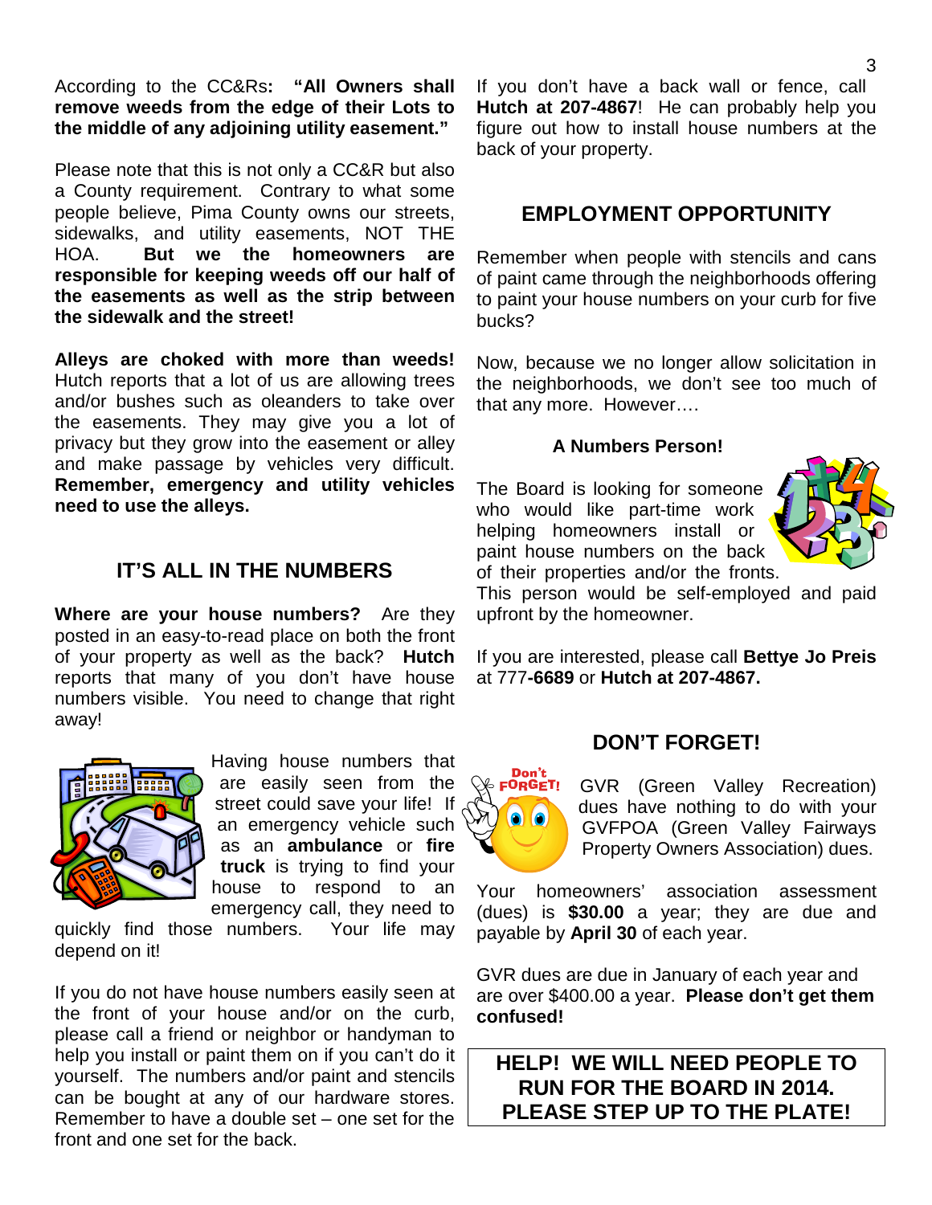According to the CC&Rs**: "All Owners shall remove weeds from the edge of their Lots to the middle of any adjoining utility easement."**

Please note that this is not only a CC&R but also a County requirement. Contrary to what some people believe, Pima County owns our streets, sidewalks, and utility easements, NOT THE HOA. **But we the homeowners are responsible for keeping weeds off our half of the easements as well as the strip between the sidewalk and the street!**

**Alleys are choked with more than weeds!** Hutch reports that a lot of us are allowing trees and/or bushes such as oleanders to take over the easements. They may give you a lot of privacy but they grow into the easement or alley and make passage by vehicles very difficult. **Remember, emergency and utility vehicles need to use the alleys.**

## IT'S ALL IN THE NUMBERS

**Where are your house numbers?** Are they posted in an easy-to-read place on both the front of your property as well as the back? **Hutch** reports that many of you don't have house numbers visible. You need to change that right away!

Having house numbers that are easily seen from the street could save your life! If an emergency vehicle such as an **ambulance** or **fire truck** is trying to find your house to respond to an emergency call, they need to quickly find those numbers. Your life may depend on it!

If you do not have house numbers easily seen at the front of your house and/or on the curb, please call a friend or neighbor or handyman to help you install or paint them on if you can't do it yourself. The numbers and/or paint and stencils can be bought at any of our hardware stores. Remember to have a double set – one set for the front and one set for the back.

If you don't have a back wall or fence, call **Hutch at 207-4867**! He can probably help you figure out how to install house numbers at the back of your property.

## EMPLOYMENT OPPORTUNITY

Remember when people with stencils and cans of paint came through the neighborhoods offering to paint your house numbers on your curb for five bucks?

Now, because we no longer allow solicitation in the neighborhoods, we don't see too much of that any more. However….

### A Numbers Person!

The Board is looking for someone who would like part-time work helping homeowners install or paint house numbers on the back of their properties and/or the fronts. This person would be self-employed and paid upfront by the homeowner.

If you are interested, please call **Bettye Jo Preis** at 777**-6689** or **Hutch at 207-4867.**

## DON'T FORGET!

GVR (Green Valley Recreation) dues have nothing to do with your GVFPOA (Green Valley Fairways Property Owners Association) dues.

Your homeowners' association assessment (dues) is **$30.00** a year; they are due and payable by **April 30** of each year.

GVR dues are due in January of each year and are over $400.00 a year. **Please don't get them confused!**

**HELP! WE WILL NEED PEOPLE TO RUN FOR THE BOARD IN 2014. PLEASE STEP UP TO THE PLATE!**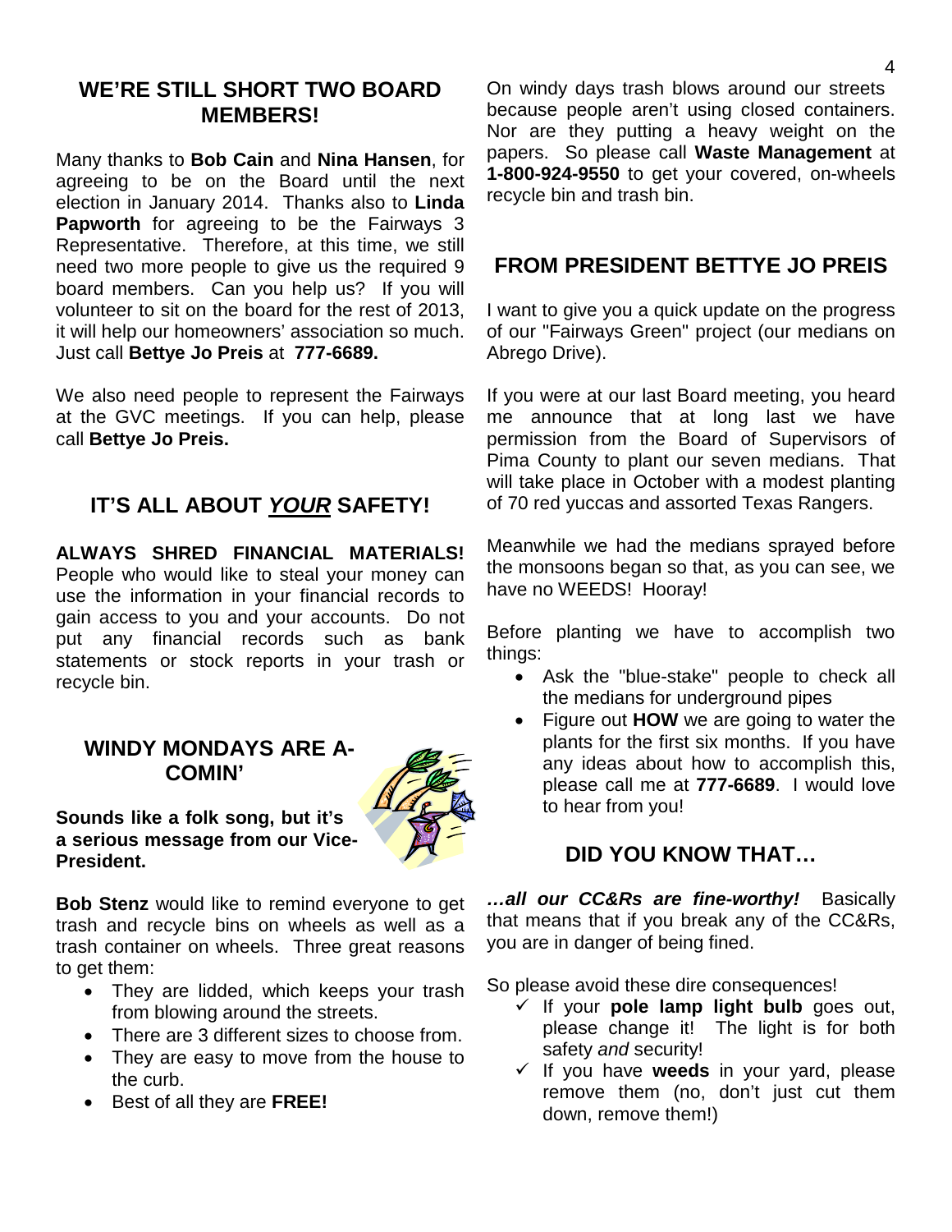## WE'RE STILL SHORT TWO BOARD MEMBERS!

Many thanks to **Bob Cain** and **Nina Hansen**, for agreeing to be on the Board until the next election in January 2014. Thanks also to **Linda Papworth** for agreeing to be the Fairways 3 Representative. Therefore, at this time, we still need two more people to give us the required 9 board members. Can you help us? If you will volunteer to sit on the board for the rest of 2013, it will help our homeowners' association so much. Just call **Bettye Jo Preis** at **777-6689.**

We also need people to represent the Fairways at the GVC meetings. If you can help, please call **Bettye Jo Preis.**

## IT'S ALL ABOUT ***YOUR*** SAFETY!

**ALWAYS SHRED FINANCIAL MATERIALS!** People who would like to steal your money can use the information in your financial records to gain access to you and your accounts. Do not put any financial records such as bank statements or stock reports in your trash or recycle bin.

## WINDY MONDAYS ARE A-COMIN'

**Sounds like a folk song, but it's a serious message from our Vice-President.**

**Bob Stenz** would like to remind everyone to get trash and recycle bins on wheels as well as a trash container on wheels. Three great reasons to get them:

- They are lidded, which keeps your trash from blowing around the streets.
- There are 3 different sizes to choose from.
- They are easy to move from the house to the curb.
- Best of all they are **FREE!**

On windy days trash blows around our streets because people aren't using closed containers. Nor are they putting a heavy weight on the papers. So please call **Waste Management** at **1-800-924-9550** to get your covered, on-wheels recycle bin and trash bin.

## FROM PRESIDENT BETTYE JO PREIS

I want to give you a quick update on the progress of our "Fairways Green" project (our medians on Abrego Drive).

If you were at our last Board meeting, you heard me announce that at long last we have permission from the Board of Supervisors of Pima County to plant our seven medians. That will take place in October with a modest planting of 70 red yuccas and assorted Texas Rangers.

Meanwhile we had the medians sprayed before the monsoons began so that, as you can see, we have no WEEDS! Hooray!

Before planting we have to accomplish two things:

- Ask the "blue-stake" people to check all the medians for underground pipes
- Figure out **HOW** we are going to water the plants for the first six months. If you have any ideas about how to accomplish this, please call me at **777-6689**. I would love to hear from you!

## DID YOU KNOW THAT…

***…all our CC&Rs are fine-worthy!*** Basically that means that if you break any of the CC&Rs, you are in danger of being fined.

So please avoid these dire consequences!

- ✓ If your **pole lamp light bulb** goes out, please change it! The light is for both safety *and* security!
- ✓ If you have **weeds** in your yard, please remove them (no, don't just cut them down, remove them!)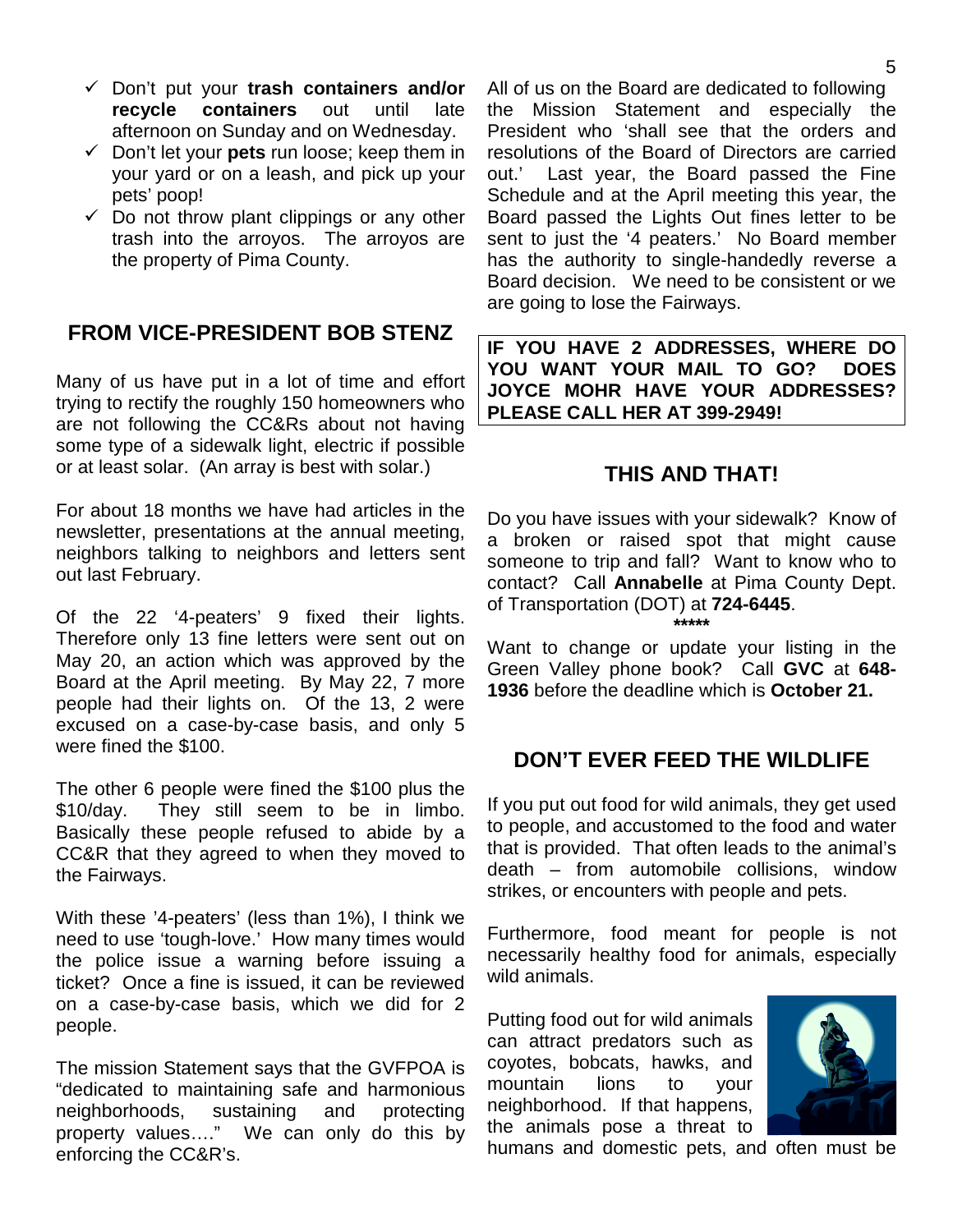- ✓ Don't put your **trash containers and/or recycle containers** out until late afternoon on Sunday and on Wednesday.
- ✓ Don't let your **pets** run loose; keep them in your yard or on a leash, and pick up your pets' poop!
- ✓ Do not throw plant clippings or any other trash into the arroyos. The arroyos are the property of Pima County.

## FROM VICE-PRESIDENT BOB STENZ

Many of us have put in a lot of time and effort trying to rectify the roughly 150 homeowners who are not following the CC&Rs about not having some type of a sidewalk light, electric if possible or at least solar. (An array is best with solar.)

For about 18 months we have had articles in the newsletter, presentations at the annual meeting, neighbors talking to neighbors and letters sent out last February.

Of the 22 '4-peaters' 9 fixed their lights. Therefore only 13 fine letters were sent out on May 20, an action which was approved by the Board at the April meeting. By May 22, 7 more people had their lights on. Of the 13, 2 were excused on a case-by-case basis, and only 5 were fined the $100.

The other 6 people were fined the $100 plus the $10/day. They still seem to be in limbo. Basically these people refused to abide by a CC&R that they agreed to when they moved to the Fairways.

With these '4-peaters' (less than 1%), I think we need to use 'tough-love.' How many times would the police issue a warning before issuing a ticket? Once a fine is issued, it can be reviewed on a case-by-case basis, which we did for 2 people.

The mission Statement says that the GVFPOA is "dedicated to maintaining safe and harmonious neighborhoods, sustaining and protecting property values…." We can only do this by enforcing the CC&R's.

All of us on the Board are dedicated to following the Mission Statement and especially the President who 'shall see that the orders and resolutions of the Board of Directors are carried out.' Last year, the Board passed the Fine Schedule and at the April meeting this year, the Board passed the Lights Out fines letter to be sent to just the '4 peaters.' No Board member has the authority to single-handedly reverse a Board decision. We need to be consistent or we are going to lose the Fairways.

**IF YOU HAVE 2 ADDRESSES, WHERE DO YOU WANT YOUR MAIL TO GO? DOES JOYCE MOHR HAVE YOUR ADDRESSES? PLEASE CALL HER AT 399-2949!**

## THIS AND THAT!

Do you have issues with your sidewalk? Know of a broken or raised spot that might cause someone to trip and fall? Want to know who to contact? Call **Annabelle** at Pima County Dept. of Transportation (DOT) at **724-6445**.

*****

Want to change or update your listing in the Green Valley phone book? Call **GVC** at **648-1936** before the deadline which is **October 21.**

## DON'T EVER FEED THE WILDLIFE

If you put out food for wild animals, they get used to people, and accustomed to the food and water that is provided. That often leads to the animal's death – from automobile collisions, window strikes, or encounters with people and pets.

Furthermore, food meant for people is not necessarily healthy food for animals, especially wild animals.

Putting food out for wild animals can attract predators such as coyotes, bobcats, hawks, and mountain lions to your neighborhood. If that happens, the animals pose a threat to humans and domestic pets, and often must be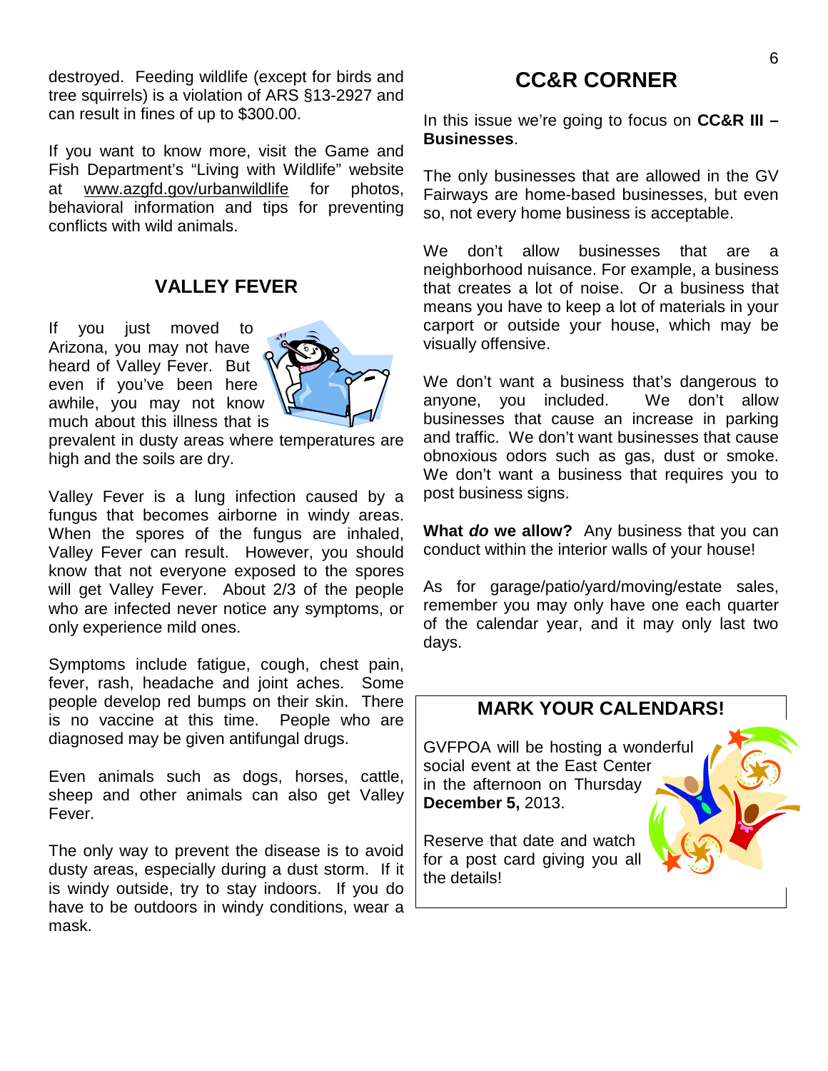destroyed. Feeding wildlife (except for birds and tree squirrels) is a violation of ARS §13-2927 and can result in fines of up to $300.00.

If you want to know more, visit the Game and Fish Department's "Living with Wildlife" website at www.azgfd.gov/urbanwildlife for photos, behavioral information and tips for preventing conflicts with wild animals.

## VALLEY FEVER

If you just moved to Arizona, you may not have heard of Valley Fever. But even if you've been here awhile, you may not know much about this illness that is prevalent in dusty areas where temperatures are high and the soils are dry.

Valley Fever is a lung infection caused by a fungus that becomes airborne in windy areas. When the spores of the fungus are inhaled, Valley Fever can result. However, you should know that not everyone exposed to the spores will get Valley Fever. About 2/3 of the people who are infected never notice any symptoms, or only experience mild ones.

Symptoms include fatigue, cough, chest pain, fever, rash, headache and joint aches. Some people develop red bumps on their skin. There is no vaccine at this time. People who are diagnosed may be given antifungal drugs.

Even animals such as dogs, horses, cattle, sheep and other animals can also get Valley Fever.

The only way to prevent the disease is to avoid dusty areas, especially during a dust storm. If it is windy outside, try to stay indoors. If you do have to be outdoors in windy conditions, wear a mask.

## CC&R CORNER

In this issue we're going to focus on **CC&R III – Businesses**.

The only businesses that are allowed in the GV Fairways are home-based businesses, but even so, not every home business is acceptable.

We don't allow businesses that are a neighborhood nuisance. For example, a business that creates a lot of noise. Or a business that means you have to keep a lot of materials in your carport or outside your house, which may be visually offensive.

We don't want a business that's dangerous to anyone, you included. We don't allow businesses that cause an increase in parking and traffic. We don't want businesses that cause obnoxious odors such as gas, dust or smoke. We don't want a business that requires you to post business signs.

**What *do* we allow?** Any business that you can conduct within the interior walls of your house!

As for garage/patio/yard/moving/estate sales, remember you may only have one each quarter of the calendar year, and it may only last two days.

## MARK YOUR CALENDARS!

GVFPOA will be hosting a wonderful social event at the East Center in the afternoon on Thursday **December 5,** 2013.

Reserve that date and watch for a post card giving you all the details!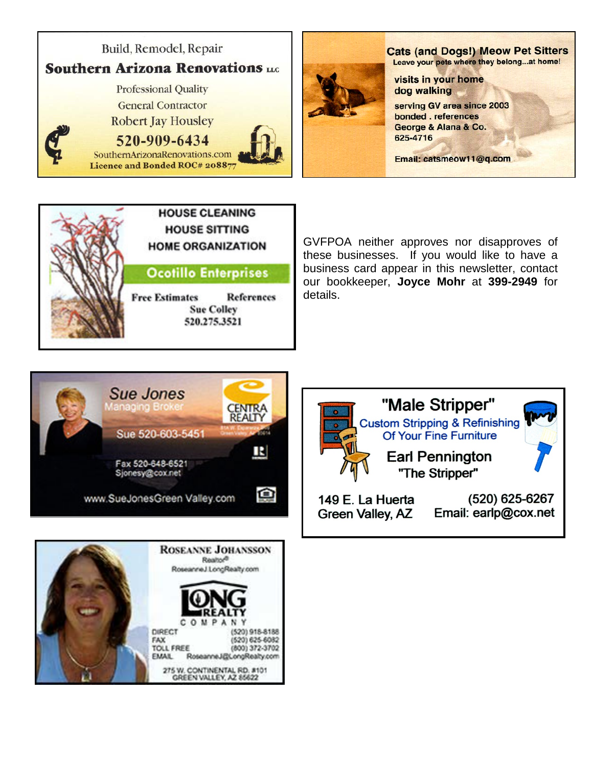Build, Remodel, Repair

**Southern Arizona Renovations LLC**

Professional Quality
General Contractor
Robert Jay Housley
520-909-6434
SouthernArizonaRenovations.com
Licence and Bonded ROC# 208877

---

**Cats (and Dogs!) Meow Pet Sitters**
Leave your pets where they belong...at home!

visits in your home
dog walking

serving GV area since 2003
bonded . references
George & Alana & Co.
625-4716

Email: catsmeow11@q.com

---

HOUSE CLEANING
HOUSE SITTING
HOME ORGANIZATION

**Ocotillo Enterprises**

Free Estimates References
Sue Colley
520.275.3521

---

GVFPOA neither approves nor disapproves of these businesses. If you would like to have a business card appear in this newsletter, contact our bookkeeper, **Joyce Mohr** at **399-2949** for details.

---

*Sue Jones*
Managing Broker
CENTRA REALTY
Sue 520-603-5451
Fax 520-648-6521
Sjonesy@cox.net
www.SueJonesGreen Valley.com

---

**"Male Stripper"**
Custom Stripping & Refinishing
Of Your Fine Furniture
Earl Pennington
"The Stripper"

149 E. La Huerta
Green Valley, AZ
(520) 625-6267
Email: earlp@cox.net

---

ROSEANNE JOHANSSON
Realtor®
RoseanneJ.LongRealty.com

LONG REALTY COMPANY

DIRECT (520) 918-8188
FAX (520) 625-6082
TOLL FREE (800) 372-3702
EMAIL RoseanneJ@LongRealty.com

275 W. CONTINENTAL RD. #101
GREEN VALLEY, AZ 85622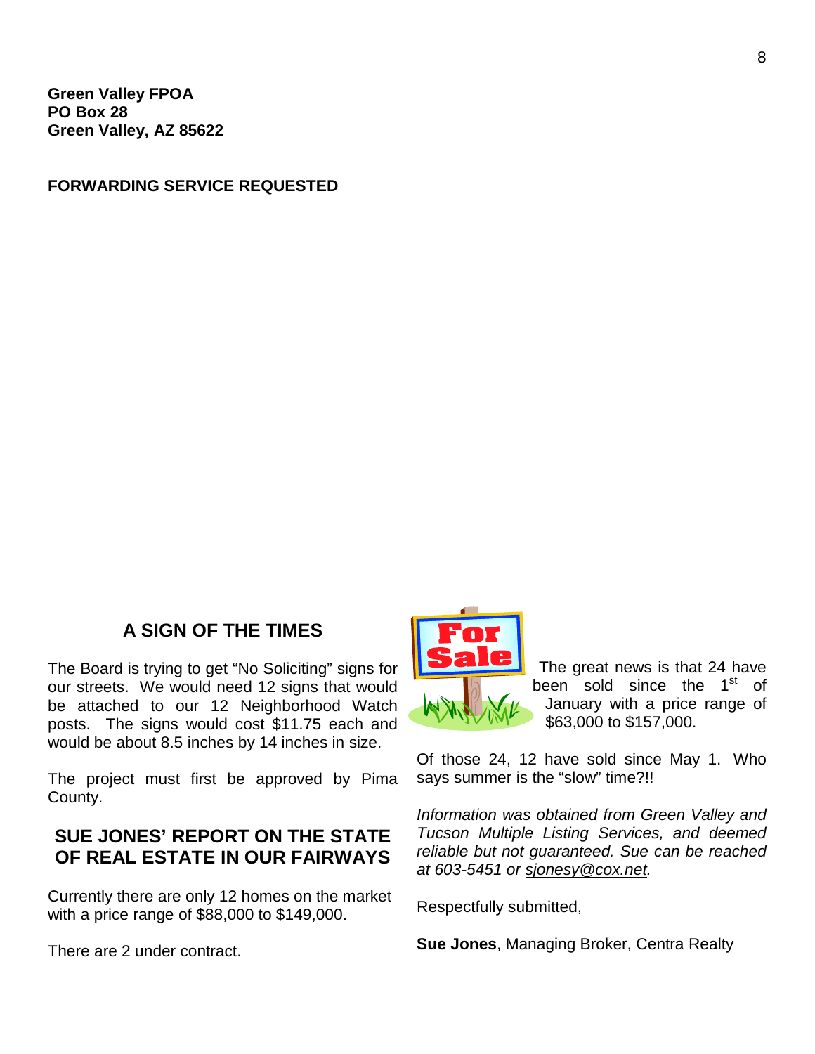**Green Valley FPOA**
**PO Box 28**
**Green Valley, AZ 85622**

**FORWARDING SERVICE REQUESTED**

## A SIGN OF THE TIMES

The Board is trying to get "No Soliciting" signs for our streets. We would need 12 signs that would be attached to our 12 Neighborhood Watch posts. The signs would cost $11.75 each and would be about 8.5 inches by 14 inches in size.

The project must first be approved by Pima County.

## SUE JONES' REPORT ON THE STATE OF REAL ESTATE IN OUR FAIRWAYS

Currently there are only 12 homes on the market with a price range of $88,000 to $149,000.

There are 2 under contract.

The great news is that 24 have been sold since the 1st of January with a price range of $63,000 to $157,000.

Of those 24, 12 have sold since May 1. Who says summer is the "slow" time?!!

*Information was obtained from Green Valley and Tucson Multiple Listing Services, and deemed reliable but not guaranteed. Sue can be reached at 603-5451 or sjonesy@cox.net.*

Respectfully submitted,

**Sue Jones**, Managing Broker, Centra Realty